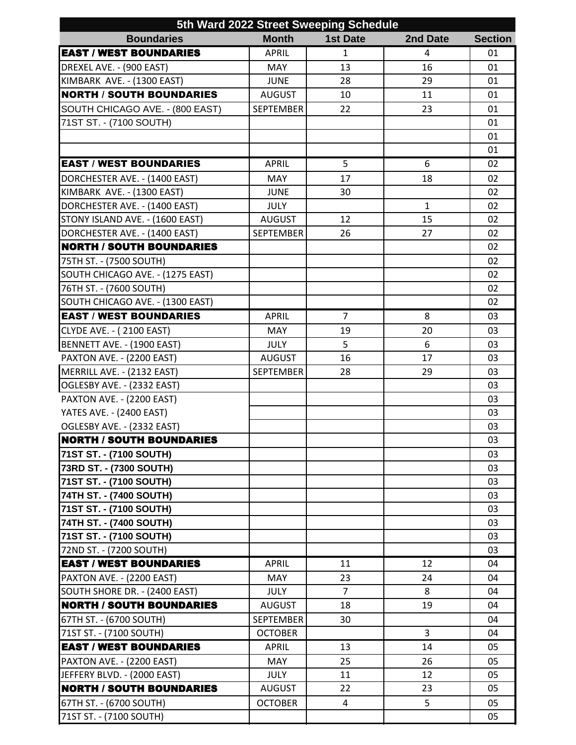| 5th Ward 2022 Street Sweeping Schedule | | | | |
|---|---|---|---|---|
| **Boundaries** | **Month** | **1st Date** | **2nd Date** | **Section** |
| **EAST / WEST BOUNDARIES** | APRIL | 1 | 4 | 01 |
| DREXEL AVE. - (900 EAST) | MAY | 13 | 16 | 01 |
| KIMBARK AVE. - (1300 EAST) | JUNE | 28 | 29 | 01 |
| **NORTH / SOUTH BOUNDARIES** | AUGUST | 10 | 11 | 01 |
| SOUTH CHICAGO AVE. - (800 EAST) | SEPTEMBER | 22 | 23 | 01 |
| 71ST ST. - (7100 SOUTH) | | | | 01 |
| | | | | 01 |
| | | | | 01 |
| **EAST / WEST BOUNDARIES** | APRIL | 5 | 6 | 02 |
| DORCHESTER AVE. - (1400 EAST) | MAY | 17 | 18 | 02 |
| KIMBARK AVE. - (1300 EAST) | JUNE | 30 | | 02 |
| DORCHESTER AVE. - (1400 EAST) | JULY | | 1 | 02 |
| STONY ISLAND AVE. - (1600 EAST) | AUGUST | 12 | 15 | 02 |
| DORCHESTER AVE. - (1400 EAST) | SEPTEMBER | 26 | 27 | 02 |
| **NORTH / SOUTH BOUNDARIES** | | | | 02 |
| 75TH ST. - (7500 SOUTH) | | | | 02 |
| SOUTH CHICAGO AVE. - (1275 EAST) | | | | 02 |
| 76TH ST. - (7600 SOUTH) | | | | 02 |
| SOUTH CHICAGO AVE. - (1300 EAST) | | | | 02 |
| **EAST / WEST BOUNDARIES** | APRIL | 7 | 8 | 03 |
| CLYDE AVE. - ( 2100 EAST) | MAY | 19 | 20 | 03 |
| BENNETT AVE. - (1900 EAST) | JULY | 5 | 6 | 03 |
| PAXTON AVE. - (2200 EAST) | AUGUST | 16 | 17 | 03 |
| MERRILL AVE. - (2132 EAST) | SEPTEMBER | 28 | 29 | 03 |
| OGLESBY AVE. - (2332 EAST) | | | | 03 |
| PAXTON AVE. - (2200 EAST) | | | | 03 |
| YATES AVE. - (2400 EAST) | | | | 03 |
| OGLESBY AVE. - (2332 EAST) | | | | 03 |
| **NORTH / SOUTH BOUNDARIES** | | | | 03 |
| **71ST ST. - (7100 SOUTH)** | | | | 03 |
| **73RD ST. - (7300 SOUTH)** | | | | 03 |
| **71ST ST. - (7100 SOUTH)** | | | | 03 |
| **74TH ST. - (7400 SOUTH)** | | | | 03 |
| **71ST ST. - (7100 SOUTH)** | | | | 03 |
| **74TH ST. - (7400 SOUTH)** | | | | 03 |
| **71ST ST. - (7100 SOUTH)** | | | | 03 |
| 72ND ST. - (7200 SOUTH) | | | | 03 |
| **EAST / WEST BOUNDARIES** | APRIL | 11 | 12 | 04 |
| PAXTON AVE. - (2200 EAST) | MAY | 23 | 24 | 04 |
| SOUTH SHORE DR. - (2400 EAST) | JULY | 7 | 8 | 04 |
| **NORTH / SOUTH BOUNDARIES** | AUGUST | 18 | 19 | 04 |
| 67TH ST. - (6700 SOUTH) | SEPTEMBER | 30 | | 04 |
| 71ST ST. - (7100 SOUTH) | OCTOBER | | 3 | 04 |
| **EAST / WEST BOUNDARIES** | APRIL | 13 | 14 | 05 |
| PAXTON AVE. - (2200 EAST) | MAY | 25 | 26 | 05 |
| JEFFERY BLVD. - (2000 EAST) | JULY | 11 | 12 | 05 |
| **NORTH / SOUTH BOUNDARIES** | AUGUST | 22 | 23 | 05 |
| 67TH ST. - (6700 SOUTH) | OCTOBER | 4 | 5 | 05 |
| 71ST ST. - (7100 SOUTH) | | | | 05 |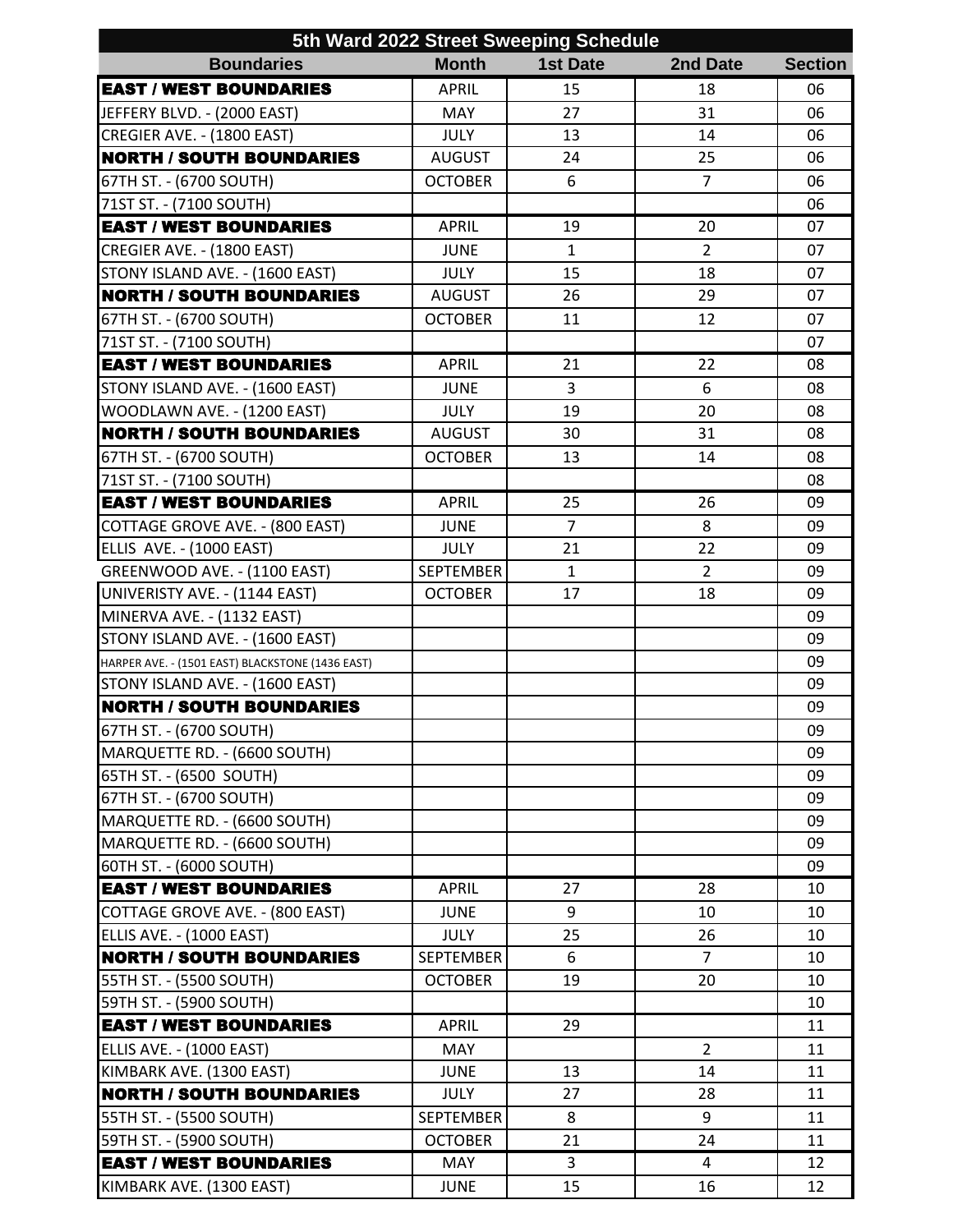| 5th Ward 2022 Street Sweeping Schedule | | | | |
|---|---|---|---|---|
| **Boundaries** | **Month** | **1st Date** | **2nd Date** | **Section** |
| **EAST / WEST BOUNDARIES** | APRIL | 15 | 18 | 06 |
| JEFFERY BLVD. - (2000 EAST) | MAY | 27 | 31 | 06 |
| CREGIER AVE. - (1800 EAST) | JULY | 13 | 14 | 06 |
| **NORTH / SOUTH BOUNDARIES** | AUGUST | 24 | 25 | 06 |
| 67TH ST. - (6700 SOUTH) | OCTOBER | 6 | 7 | 06 |
| 71ST ST. - (7100 SOUTH) | | | | 06 |
| **EAST / WEST BOUNDARIES** | APRIL | 19 | 20 | 07 |
| CREGIER AVE. - (1800 EAST) | JUNE | 1 | 2 | 07 |
| STONY ISLAND AVE. - (1600 EAST) | JULY | 15 | 18 | 07 |
| **NORTH / SOUTH BOUNDARIES** | AUGUST | 26 | 29 | 07 |
| 67TH ST. - (6700 SOUTH) | OCTOBER | 11 | 12 | 07 |
| 71ST ST. - (7100 SOUTH) | | | | 07 |
| **EAST / WEST BOUNDARIES** | APRIL | 21 | 22 | 08 |
| STONY ISLAND AVE. - (1600 EAST) | JUNE | 3 | 6 | 08 |
| WOODLAWN AVE. - (1200 EAST) | JULY | 19 | 20 | 08 |
| **NORTH / SOUTH BOUNDARIES** | AUGUST | 30 | 31 | 08 |
| 67TH ST. - (6700 SOUTH) | OCTOBER | 13 | 14 | 08 |
| 71ST ST. - (7100 SOUTH) | | | | 08 |
| **EAST / WEST BOUNDARIES** | APRIL | 25 | 26 | 09 |
| COTTAGE GROVE AVE. - (800 EAST) | JUNE | 7 | 8 | 09 |
| ELLIS AVE. - (1000 EAST) | JULY | 21 | 22 | 09 |
| GREENWOOD AVE. - (1100 EAST) | SEPTEMBER | 1 | 2 | 09 |
| UNIVERISTY AVE. - (1144 EAST) | OCTOBER | 17 | 18 | 09 |
| MINERVA AVE. - (1132 EAST) | | | | 09 |
| STONY ISLAND AVE. - (1600 EAST) | | | | 09 |
| HARPER AVE. - (1501 EAST) BLACKSTONE (1436 EAST) | | | | 09 |
| STONY ISLAND AVE. - (1600 EAST) | | | | 09 |
| **NORTH / SOUTH BOUNDARIES** | | | | 09 |
| 67TH ST. - (6700 SOUTH) | | | | 09 |
| MARQUETTE RD. - (6600 SOUTH) | | | | 09 |
| 65TH ST. - (6500 SOUTH) | | | | 09 |
| 67TH ST. - (6700 SOUTH) | | | | 09 |
| MARQUETTE RD. - (6600 SOUTH) | | | | 09 |
| MARQUETTE RD. - (6600 SOUTH) | | | | 09 |
| 60TH ST. - (6000 SOUTH) | | | | 09 |
| **EAST / WEST BOUNDARIES** | APRIL | 27 | 28 | 10 |
| COTTAGE GROVE AVE. - (800 EAST) | JUNE | 9 | 10 | 10 |
| ELLIS AVE. - (1000 EAST) | JULY | 25 | 26 | 10 |
| **NORTH / SOUTH BOUNDARIES** | SEPTEMBER | 6 | 7 | 10 |
| 55TH ST. - (5500 SOUTH) | OCTOBER | 19 | 20 | 10 |
| 59TH ST. - (5900 SOUTH) | | | | 10 |
| **EAST / WEST BOUNDARIES** | APRIL | 29 | | 11 |
| ELLIS AVE. - (1000 EAST) | MAY | | 2 | 11 |
| KIMBARK AVE. (1300 EAST) | JUNE | 13 | 14 | 11 |
| **NORTH / SOUTH BOUNDARIES** | JULY | 27 | 28 | 11 |
| 55TH ST. - (5500 SOUTH) | SEPTEMBER | 8 | 9 | 11 |
| 59TH ST. - (5900 SOUTH) | OCTOBER | 21 | 24 | 11 |
| **EAST / WEST BOUNDARIES** | MAY | 3 | 4 | 12 |
| KIMBARK AVE. (1300 EAST) | JUNE | 15 | 16 | 12 |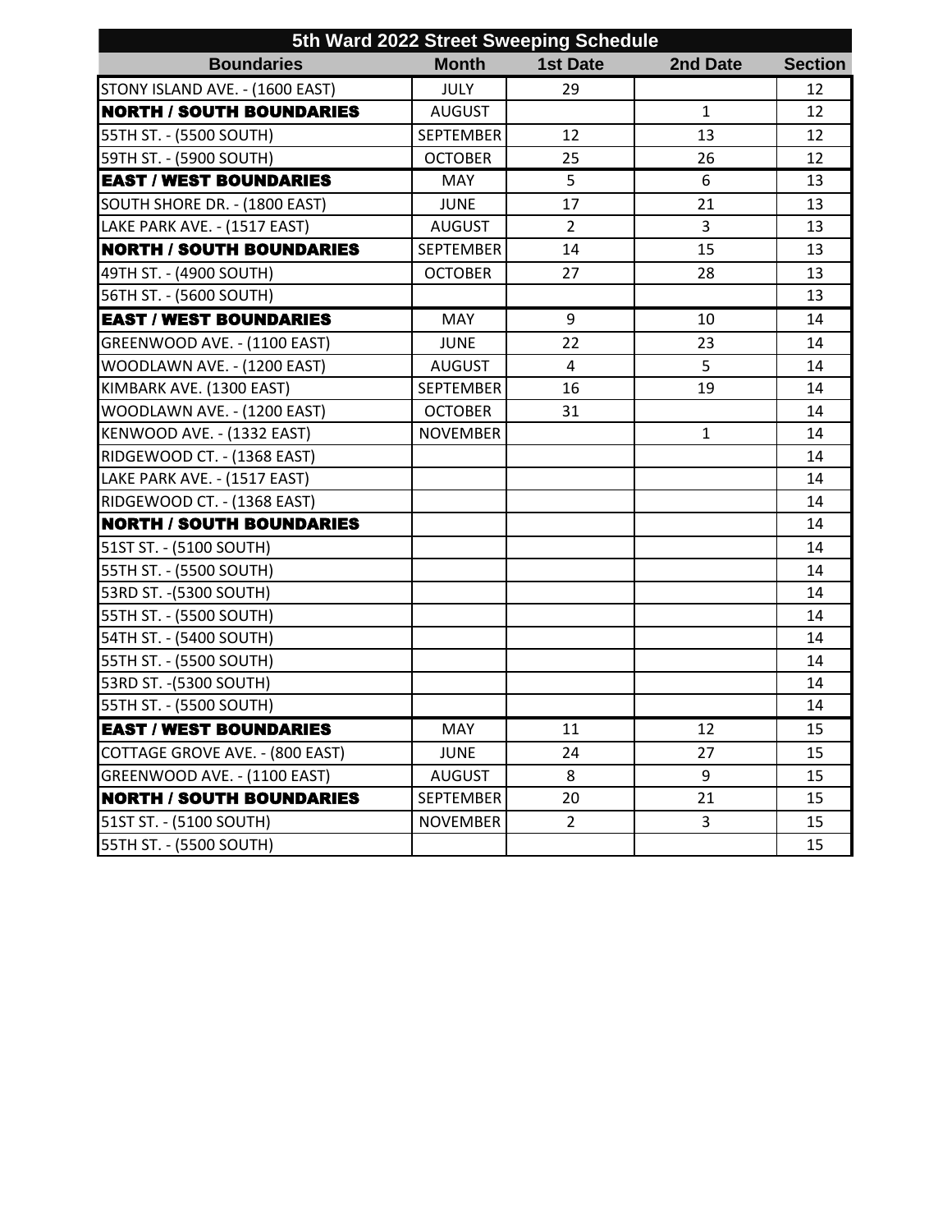| 5th Ward 2022 Street Sweeping Schedule | | | | |
|---|---|---|---|---|
| **Boundaries** | **Month** | **1st Date** | **2nd Date** | **Section** |
| STONY ISLAND AVE. - (1600 EAST) | JULY | 29 | | 12 |
| **NORTH / SOUTH BOUNDARIES** | AUGUST | | 1 | 12 |
| 55TH ST. - (5500 SOUTH) | SEPTEMBER | 12 | 13 | 12 |
| 59TH ST. - (5900 SOUTH) | OCTOBER | 25 | 26 | 12 |
| **EAST / WEST BOUNDARIES** | MAY | 5 | 6 | 13 |
| SOUTH SHORE DR. - (1800 EAST) | JUNE | 17 | 21 | 13 |
| LAKE PARK AVE. - (1517 EAST) | AUGUST | 2 | 3 | 13 |
| **NORTH / SOUTH BOUNDARIES** | SEPTEMBER | 14 | 15 | 13 |
| 49TH ST. - (4900 SOUTH) | OCTOBER | 27 | 28 | 13 |
| 56TH ST. - (5600 SOUTH) | | | | 13 |
| **EAST / WEST BOUNDARIES** | MAY | 9 | 10 | 14 |
| GREENWOOD AVE. - (1100 EAST) | JUNE | 22 | 23 | 14 |
| WOODLAWN AVE. - (1200 EAST) | AUGUST | 4 | 5 | 14 |
| KIMBARK AVE. (1300 EAST) | SEPTEMBER | 16 | 19 | 14 |
| WOODLAWN AVE. - (1200 EAST) | OCTOBER | 31 | | 14 |
| KENWOOD AVE. - (1332 EAST) | NOVEMBER | | 1 | 14 |
| RIDGEWOOD CT. - (1368 EAST) | | | | 14 |
| LAKE PARK AVE. - (1517 EAST) | | | | 14 |
| RIDGEWOOD CT. - (1368 EAST) | | | | 14 |
| **NORTH / SOUTH BOUNDARIES** | | | | 14 |
| 51ST ST. - (5100 SOUTH) | | | | 14 |
| 55TH ST. - (5500 SOUTH) | | | | 14 |
| 53RD ST. -(5300 SOUTH) | | | | 14 |
| 55TH ST. - (5500 SOUTH) | | | | 14 |
| 54TH ST. - (5400 SOUTH) | | | | 14 |
| 55TH ST. - (5500 SOUTH) | | | | 14 |
| 53RD ST. -(5300 SOUTH) | | | | 14 |
| 55TH ST. - (5500 SOUTH) | | | | 14 |
| **EAST / WEST BOUNDARIES** | MAY | 11 | 12 | 15 |
| COTTAGE GROVE AVE. - (800 EAST) | JUNE | 24 | 27 | 15 |
| GREENWOOD AVE. - (1100 EAST) | AUGUST | 8 | 9 | 15 |
| **NORTH / SOUTH BOUNDARIES** | SEPTEMBER | 20 | 21 | 15 |
| 51ST ST. - (5100 SOUTH) | NOVEMBER | 2 | 3 | 15 |
| 55TH ST. - (5500 SOUTH) | | | | 15 |